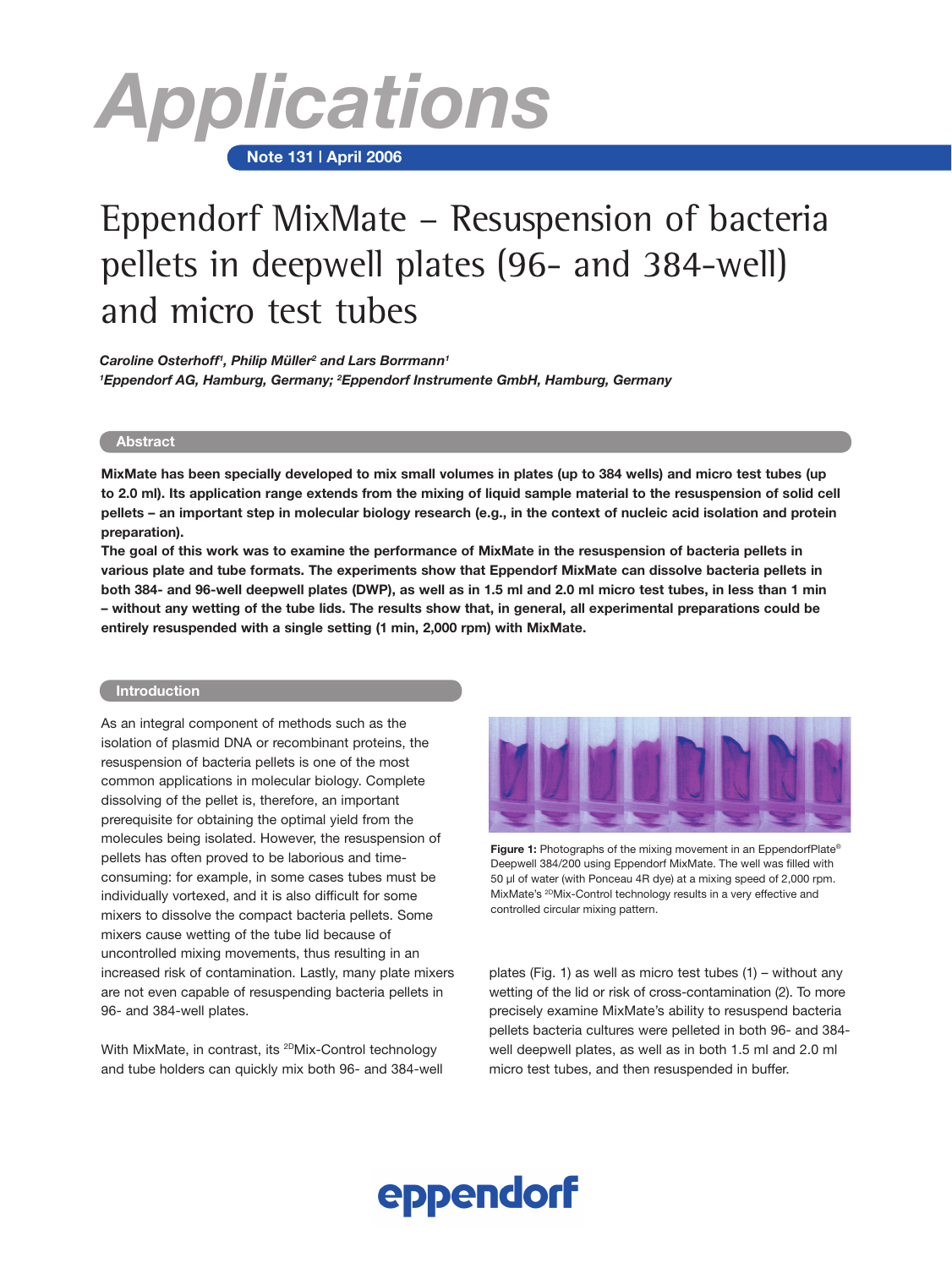# Applications

**Note 131 | April 2006**

# Eppendorf MixMate – Resuspension of bacteria pellets in deepwell plates (96- and 384-well) and micro test tubes

***Caroline Osterhoff[1], Philip Müller[2] and Lars Borrmann[1]***

***[1]Eppendorf AG, Hamburg, Germany; [2]Eppendorf Instrumente GmbH, Hamburg, Germany***

## Abstract

**MixMate has been specially developed to mix small volumes in plates (up to 384 wells) and micro test tubes (up to 2.0 ml). Its application range extends from the mixing of liquid sample material to the resuspension of solid cell pellets – an important step in molecular biology research (e.g., in the context of nucleic acid isolation and protein preparation).**

**The goal of this work was to examine the performance of MixMate in the resuspension of bacteria pellets in various plate and tube formats. The experiments show that Eppendorf MixMate can dissolve bacteria pellets in both 384- and 96-well deepwell plates (DWP), as well as in 1.5 ml and 2.0 ml micro test tubes, in less than 1 min – without any wetting of the tube lids. The results show that, in general, all experimental preparations could be entirely resuspended with a single setting (1 min, 2,000 rpm) with MixMate.**

## Introduction

As an integral component of methods such as the isolation of plasmid DNA or recombinant proteins, the resuspension of bacteria pellets is one of the most common applications in molecular biology. Complete dissolving of the pellet is, therefore, an important prerequisite for obtaining the optimal yield from the molecules being isolated. However, the resuspension of pellets has often proved to be laborious and time-consuming: for example, in some cases tubes must be individually vortexed, and it is also difficult for some mixers to dissolve the compact bacteria pellets. Some mixers cause wetting of the tube lid because of uncontrolled mixing movements, thus resulting in an increased risk of contamination. Lastly, many plate mixers are not even capable of resuspending bacteria pellets in 96- and 384-well plates.

**Figure 1:** Photographs of the mixing movement in an EppendorfPlate® Deepwell 384/200 using Eppendorf MixMate. The well was filled with 50 µl of water (with Ponceau 4R dye) at a mixing speed of 2,000 rpm. MixMate's 2DMix-Control technology results in a very effective and controlled circular mixing pattern.

With MixMate, in contrast, its 2DMix-Control technology and tube holders can quickly mix both 96- and 384-well plates (Fig. 1) as well as micro test tubes (1) – without any wetting of the lid or risk of cross-contamination (2). To more precisely examine MixMate's ability to resuspend bacteria pellets bacteria cultures were pelleted in both 96- and 384-well deepwell plates, as well as in both 1.5 ml and 2.0 ml micro test tubes, and then resuspended in buffer.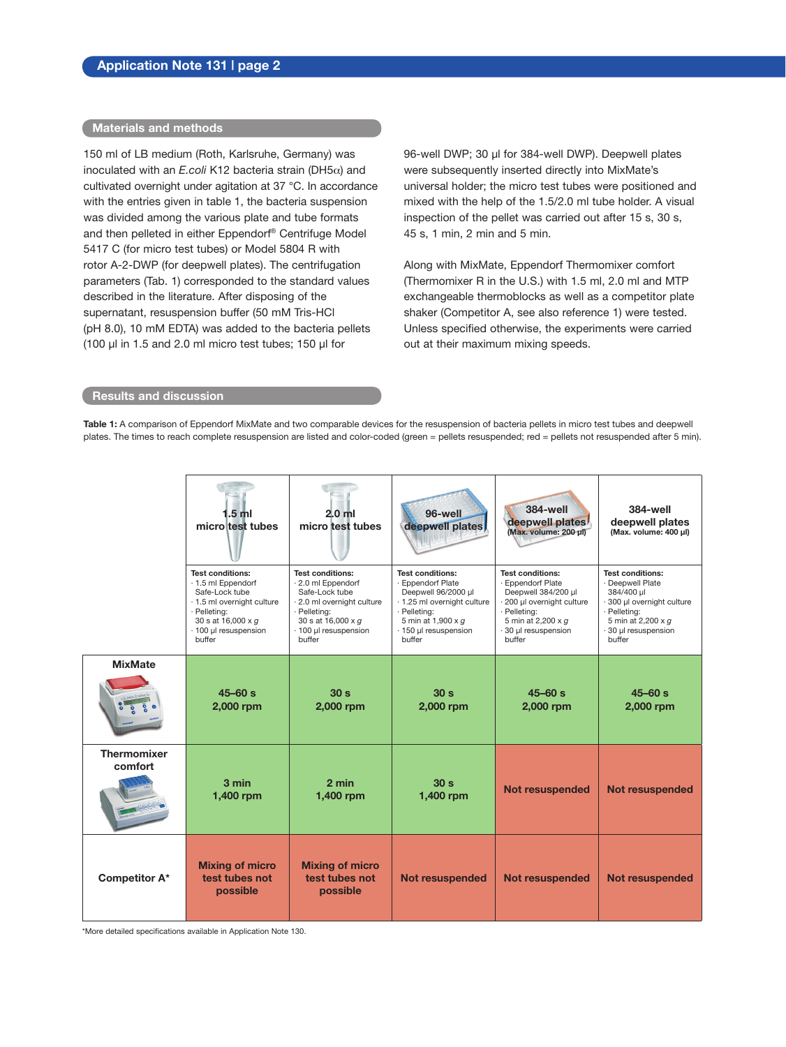## Materials and methods

150 ml of LB medium (Roth, Karlsruhe, Germany) was inoculated with an *E.coli* K12 bacteria strain (DH5$\alpha$) and cultivated overnight under agitation at 37 °C. In accordance with the entries given in table 1, the bacteria suspension was divided among the various plate and tube formats and then pelleted in either Eppendorf® Centrifuge Model 5417 C (for micro test tubes) or Model 5804 R with rotor A-2-DWP (for deepwell plates). The centrifugation parameters (Tab. 1) corresponded to the standard values described in the literature. After disposing of the supernatant, resuspension buffer (50 mM Tris-HCl (pH 8.0), 10 mM EDTA) was added to the bacteria pellets (100 µl in 1.5 and 2.0 ml micro test tubes; 150 µl for 96-well DWP; 30 µl for 384-well DWP). Deepwell plates were subsequently inserted directly into MixMate's universal holder; the micro test tubes were positioned and mixed with the help of the 1.5/2.0 ml tube holder. A visual inspection of the pellet was carried out after 15 s, 30 s, 45 s, 1 min, 2 min and 5 min.

Along with MixMate, Eppendorf Thermomixer comfort (Thermomixer R in the U.S.) with 1.5 ml, 2.0 ml and MTP exchangeable thermoblocks as well as a competitor plate shaker (Competitor A, see also reference 1) were tested. Unless specified otherwise, the experiments were carried out at their maximum mixing speeds.

## Results and discussion

**Table 1:** A comparison of Eppendorf MixMate and two comparable devices for the resuspension of bacteria pellets in micro test tubes and deepwell plates. The times to reach complete resuspension are listed and color-coded (green = pellets resuspended; red = pellets not resuspended after 5 min).

| | 1.5 ml micro test tubes | 2.0 ml micro test tubes | 96-well deepwell plates | 384-well deepwell plates (Max. volume: 200 µl) | 384-well deepwell plates (Max. volume: 400 µl) |
|---|---|---|---|---|---|
| | **Test conditions:** · 1.5 ml Eppendorf Safe-Lock tube · 1.5 ml overnight culture · Pelleting: 30 s at 16,000 x *g* · 100 µl resuspension buffer | **Test conditions:** · 2.0 ml Eppendorf Safe-Lock tube · 2.0 ml overnight culture · Pelleting: 30 s at 16,000 x *g* · 100 µl resuspension buffer | **Test conditions:** · Eppendorf Plate Deepwell 96/2000 µl · 1.25 ml overnight culture · Pelleting: 5 min at 1,900 x *g* · 150 µl resuspension buffer | **Test conditions:** · Eppendorf Plate Deepwell 384/200 µl · 200 µl overnight culture · Pelleting: 5 min at 2,200 x *g* · 30 µl resuspension buffer | **Test conditions:** · Deepwell Plate 384/400 µl · 300 µl overnight culture · Pelleting: 5 min at 2,200 x *g* · 30 µl resuspension buffer |
| **MixMate** | 45–60 s 2,000 rpm | 30 s 2,000 rpm | 30 s 2,000 rpm | 45–60 s 2,000 rpm | 45–60 s 2,000 rpm |
| **Thermomixer comfort** | 3 min 1,400 rpm | 2 min 1,400 rpm | 30 s 1,400 rpm | Not resuspended | Not resuspended |
| **Competitor A*** | Mixing of micro test tubes not possible | Mixing of micro test tubes not possible | Not resuspended | Not resuspended | Not resuspended |

*More detailed specifications available in Application Note 130.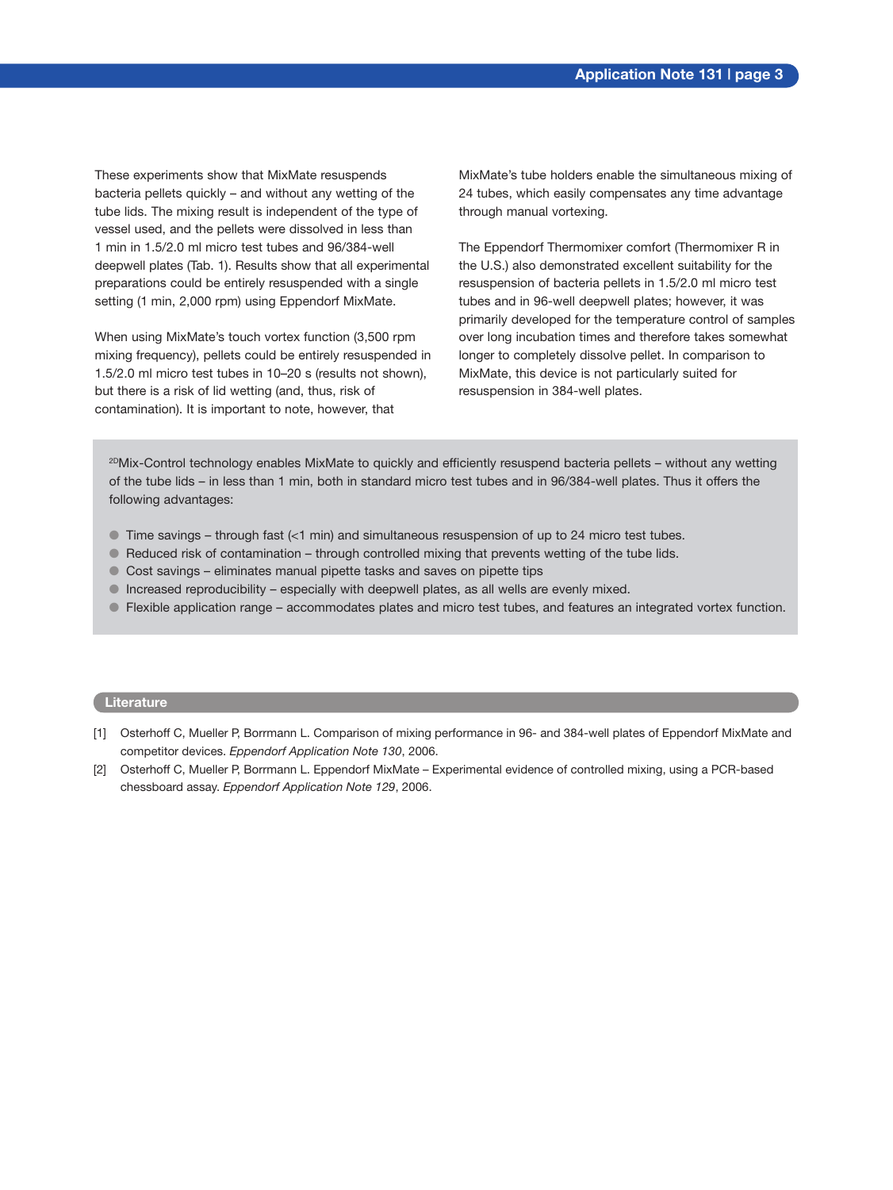These experiments show that MixMate resuspends bacteria pellets quickly – and without any wetting of the tube lids. The mixing result is independent of the type of vessel used, and the pellets were dissolved in less than 1 min in 1.5/2.0 ml micro test tubes and 96/384-well deepwell plates (Tab. 1). Results show that all experimental preparations could be entirely resuspended with a single setting (1 min, 2,000 rpm) using Eppendorf MixMate.

When using MixMate's touch vortex function (3,500 rpm mixing frequency), pellets could be entirely resuspended in 1.5/2.0 ml micro test tubes in 10–20 s (results not shown), but there is a risk of lid wetting (and, thus, risk of contamination). It is important to note, however, that MixMate's tube holders enable the simultaneous mixing of 24 tubes, which easily compensates any time advantage through manual vortexing.

The Eppendorf Thermomixer comfort (Thermomixer R in the U.S.) also demonstrated excellent suitability for the resuspension of bacteria pellets in 1.5/2.0 ml micro test tubes and in 96-well deepwell plates; however, it was primarily developed for the temperature control of samples over long incubation times and therefore takes somewhat longer to completely dissolve pellet. In comparison to MixMate, this device is not particularly suited for resuspension in 384-well plates.

2D Mix-Control technology enables MixMate to quickly and efficiently resuspend bacteria pellets – without any wetting of the tube lids – in less than 1 min, both in standard micro test tubes and in 96/384-well plates. Thus it offers the following advantages:

- Time savings – through fast (<1 min) and simultaneous resuspension of up to 24 micro test tubes.
- Reduced risk of contamination – through controlled mixing that prevents wetting of the tube lids.
- Cost savings – eliminates manual pipette tasks and saves on pipette tips
- Increased reproducibility – especially with deepwell plates, as all wells are evenly mixed.
- Flexible application range – accommodates plates and micro test tubes, and features an integrated vortex function.

## Literature

[1] Osterhoff C, Mueller P, Borrmann L. Comparison of mixing performance in 96- and 384-well plates of Eppendorf MixMate and competitor devices. *Eppendorf Application Note 130*, 2006.

[2] Osterhoff C, Mueller P, Borrmann L. Eppendorf MixMate – Experimental evidence of controlled mixing, using a PCR-based chessboard assay. *Eppendorf Application Note 129*, 2006.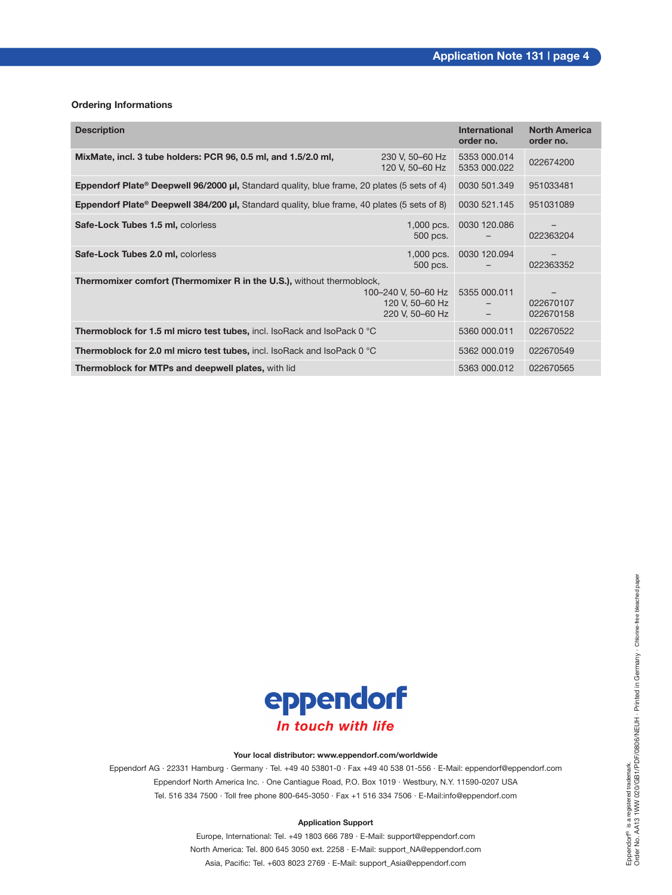**Ordering Informations**

| Description | International order no. | North America order no. |
| --- | --- | --- |
| **MixMate, incl. 3 tube holders: PCR 96, 0.5 ml, and 1.5/2.0 ml,** 230 V, 50–60 Hz / 120 V, 50–60 Hz | 5353 000.014 / 5353 000.022 | 022674200 |
| **Eppendorf Plate® Deepwell 96/2000 µl,** Standard quality, blue frame, 20 plates (5 sets of 4) | 0030 501.349 | 951033481 |
| **Eppendorf Plate® Deepwell 384/200 µl,** Standard quality, blue frame, 40 plates (5 sets of 8) | 0030 521.145 | 951031089 |
| **Safe-Lock Tubes 1.5 ml,** colorless 1,000 pcs. / 500 pcs. | 0030 120.086 / – | – / 022363204 |
| **Safe-Lock Tubes 2.0 ml,** colorless 1,000 pcs. / 500 pcs. | 0030 120.094 / – | – / 022363352 |
| **Thermomixer comfort (Thermomixer R in the U.S.),** without thermoblock, 100–240 V, 50–60 Hz / 120 V, 50–60 Hz / 220 V, 50–60 Hz | 5355 000.011 / – / – | – / 022670107 / 022670158 |
| **Thermoblock for 1.5 ml micro test tubes,** incl. IsoRack and IsoPack 0 °C | 5360 000.011 | 022670522 |
| **Thermoblock for 2.0 ml micro test tubes,** incl. IsoRack and IsoPack 0 °C | 5362 000.019 | 022670549 |
| **Thermoblock for MTPs and deepwell plates,** with lid | 5363 000.012 | 022670565 |

eppendorf

*In touch with life*

**Your local distributor: www.eppendorf.com/worldwide**

Eppendorf AG · 22331 Hamburg · Germany · Tel. +49 40 53801-0 · Fax +49 40 538 01-556 · E-Mail: eppendorf@eppendorf.com

Eppendorf North America Inc. · One Cantiague Road, P.O. Box 1019 · Westbury, N.Y. 11590-0207 USA

Tel. 516 334 7500 · Toll free phone 800-645-3050 · Fax +1 516 334 7506 · E-Mail:info@eppendorf.com

**Application Support**

Europe, International: Tel. +49 1803 666 789 · E-Mail: support@eppendorf.com

North America: Tel. 800 645 3050 ext. 2258 · E-Mail: support_NA@eppendorf.com

Asia, Pacific: Tel. +603 8023 2769 · E-Mail: support_Asia@eppendorf.com

Eppendorf® is a registered trademark.
Order No. AA13 1WW 020/GB1/PDF/0806/NEUH · Printed in Germany · Chlorine-free bleached paper